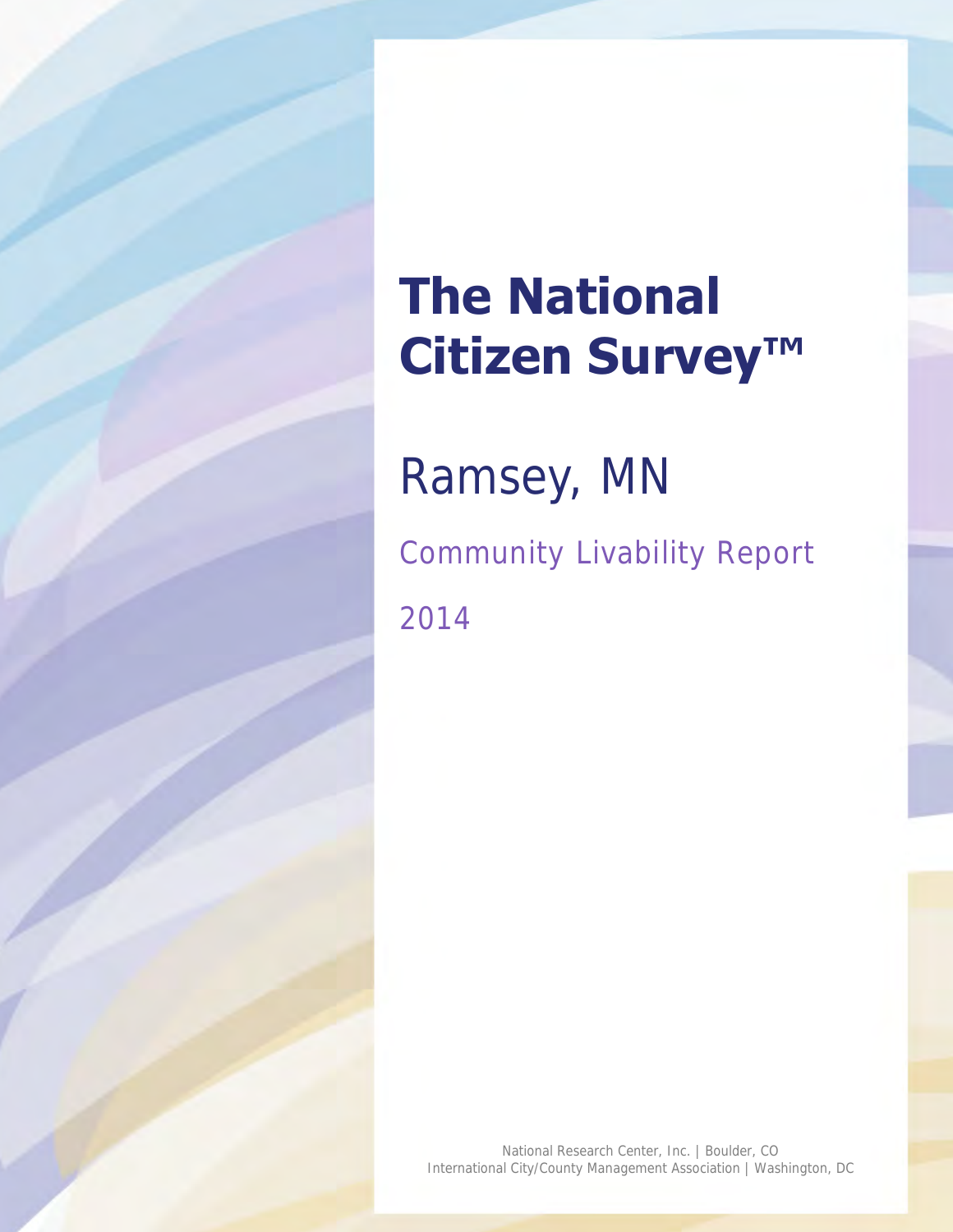# The National Citizen Survey™

## Ramsey, MN

### Community Livability Report

2014

National Research Center, Inc. | Boulder, CO
International City/County Management Association | Washington, DC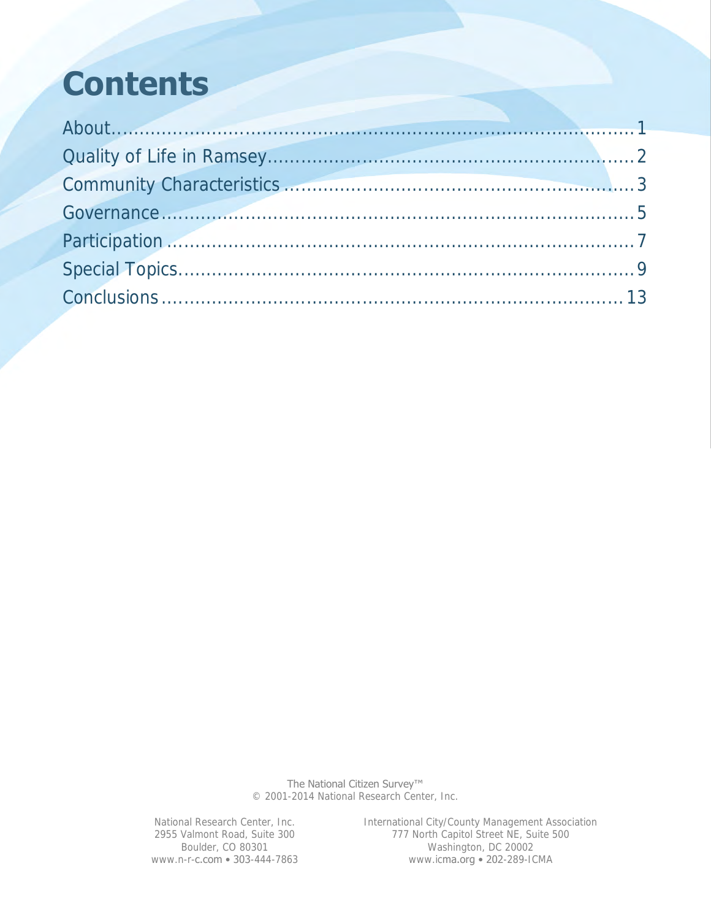# Contents

About....................................................................................1
Quality of Life in Ramsey...............................................................2
Community Characteristics ............................................................3
Governance...........................................................................5
Participation ..........................................................................7
Special Topics.........................................................................9
Conclusions ..........................................................................13

The National Citizen Survey™
© 2001-2014 National Research Center, Inc.

National Research Center, Inc.
2955 Valmont Road, Suite 300
Boulder, CO 80301
www.n-r-c.com • 303-444-7863

International City/County Management Association
777 North Capitol Street NE, Suite 500
Washington, DC 20002
www.icma.org • 202-289-ICMA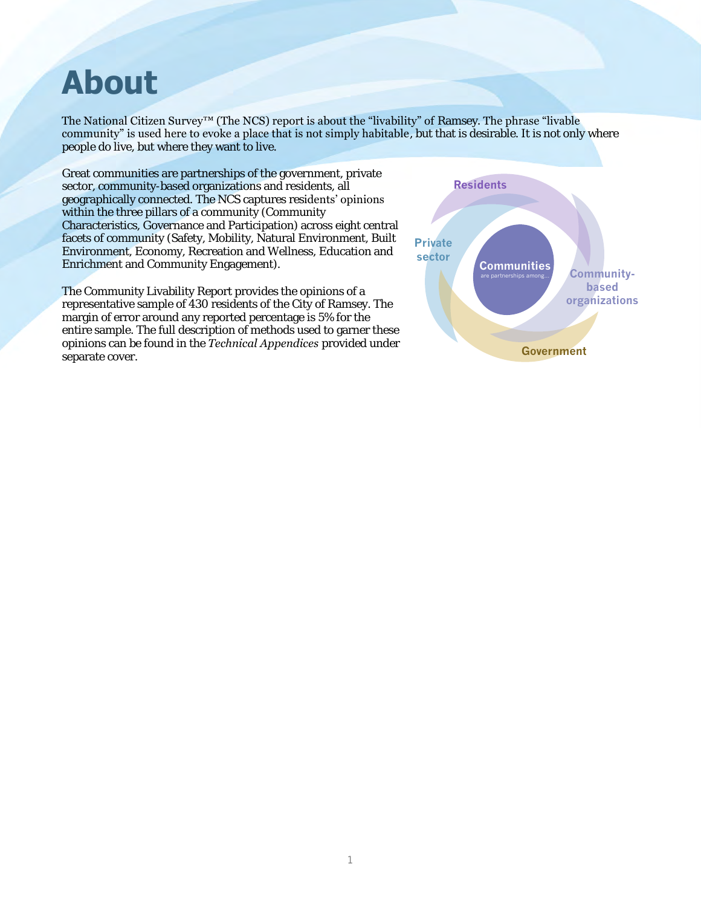# About

The National Citizen Survey™ (The NCS) report is about the "livability" of Ramsey. The phrase "livable community" is used here to evoke a place that is not simply habitable, but that is desirable. It is not only where people do live, but where they want to live.

Great communities are partnerships of the government, private sector, community-based organizations and residents, all geographically connected. The NCS captures residents' opinions within the three pillars of a community (Community Characteristics, Governance and Participation) across eight central facets of community (Safety, Mobility, Natural Environment, Built Environment, Economy, Recreation and Wellness, Education and Enrichment and Community Engagement).

The Community Livability Report provides the opinions of a representative sample of 430 residents of the City of Ramsey. The margin of error around any reported percentage is 5% for the entire sample. The full description of methods used to garner these opinions can be found in the *Technical Appendices* provided under separate cover.

Residents

Private sector

**Communities** are partnerships among...

Community-based organizations

Government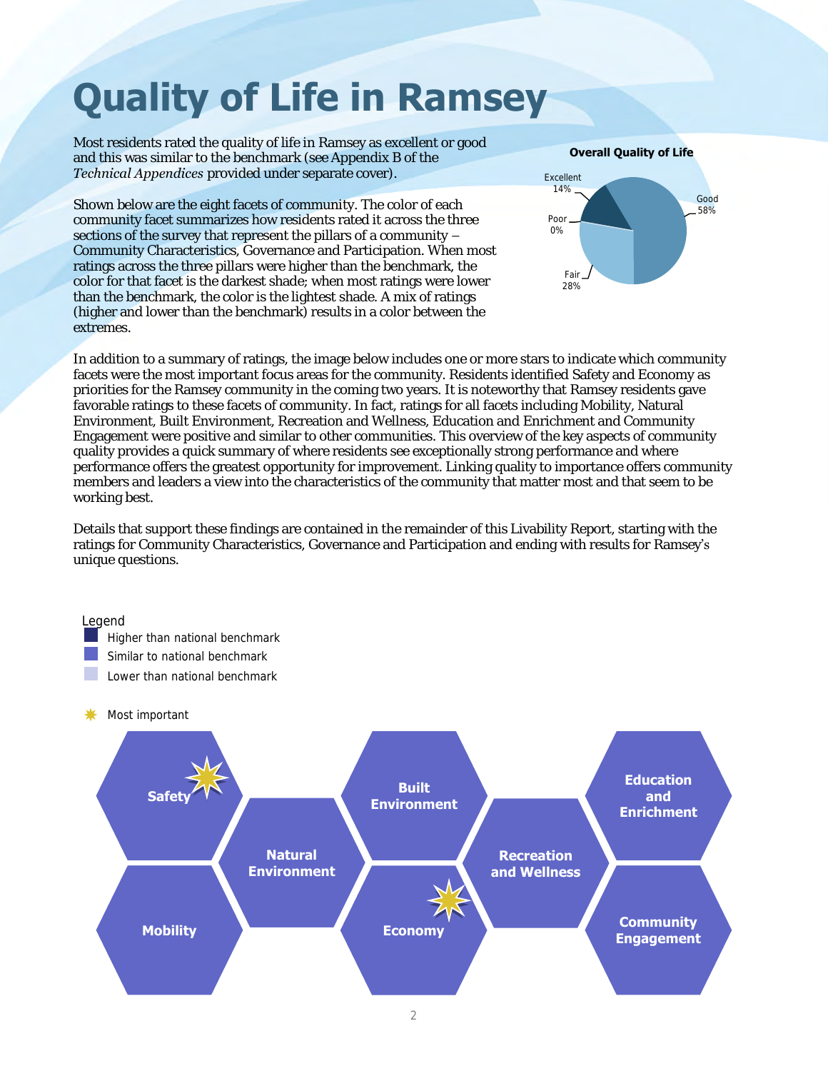# Quality of Life in Ramsey

Most residents rated the quality of life in Ramsey as excellent or good and this was similar to the benchmark (see Appendix B of the *Technical Appendices* provided under separate cover).

**Overall Quality of Life**

| Rating | Percent |
|---|---|
| Excellent | 14% |
| Good | 58% |
| Fair | 28% |
| Poor | 0% |

Shown below are the eight facets of community. The color of each community facet summarizes how residents rated it across the three sections of the survey that represent the pillars of a community – Community Characteristics, Governance and Participation. When most ratings across the three pillars were higher than the benchmark, the color for that facet is the darkest shade; when most ratings were lower than the benchmark, the color is the lightest shade. A mix of ratings (higher and lower than the benchmark) results in a color between the extremes.

In addition to a summary of ratings, the image below includes one or more stars to indicate which community facets were the most important focus areas for the community. Residents identified Safety and Economy as priorities for the Ramsey community in the coming two years. It is noteworthy that Ramsey residents gave favorable ratings to these facets of community. In fact, ratings for all facets including Mobility, Natural Environment, Built Environment, Recreation and Wellness, Education and Enrichment and Community Engagement were positive and similar to other communities. This overview of the key aspects of community quality provides a quick summary of where residents see exceptionally strong performance and where performance offers the greatest opportunity for improvement. Linking quality to importance offers community members and leaders a view into the characteristics of the community that matter most and that seem to be working best.

Details that support these findings are contained in the remainder of this Livability Report, starting with the ratings for Community Characteristics, Governance and Participation and ending with results for Ramsey's unique questions.

Legend
- Higher than national benchmark
- Similar to national benchmark
- Lower than national benchmark

Most important (star)

| Facet | Rating | Most important |
|---|---|---|
| Safety | Similar to national benchmark | ✸ |
| Mobility | Similar to national benchmark | |
| Natural Environment | Similar to national benchmark | |
| Built Environment | Similar to national benchmark | |
| Economy | Similar to national benchmark | ✸ |
| Recreation and Wellness | Similar to national benchmark | |
| Education and Enrichment | Similar to national benchmark | |
| Community Engagement | Similar to national benchmark | |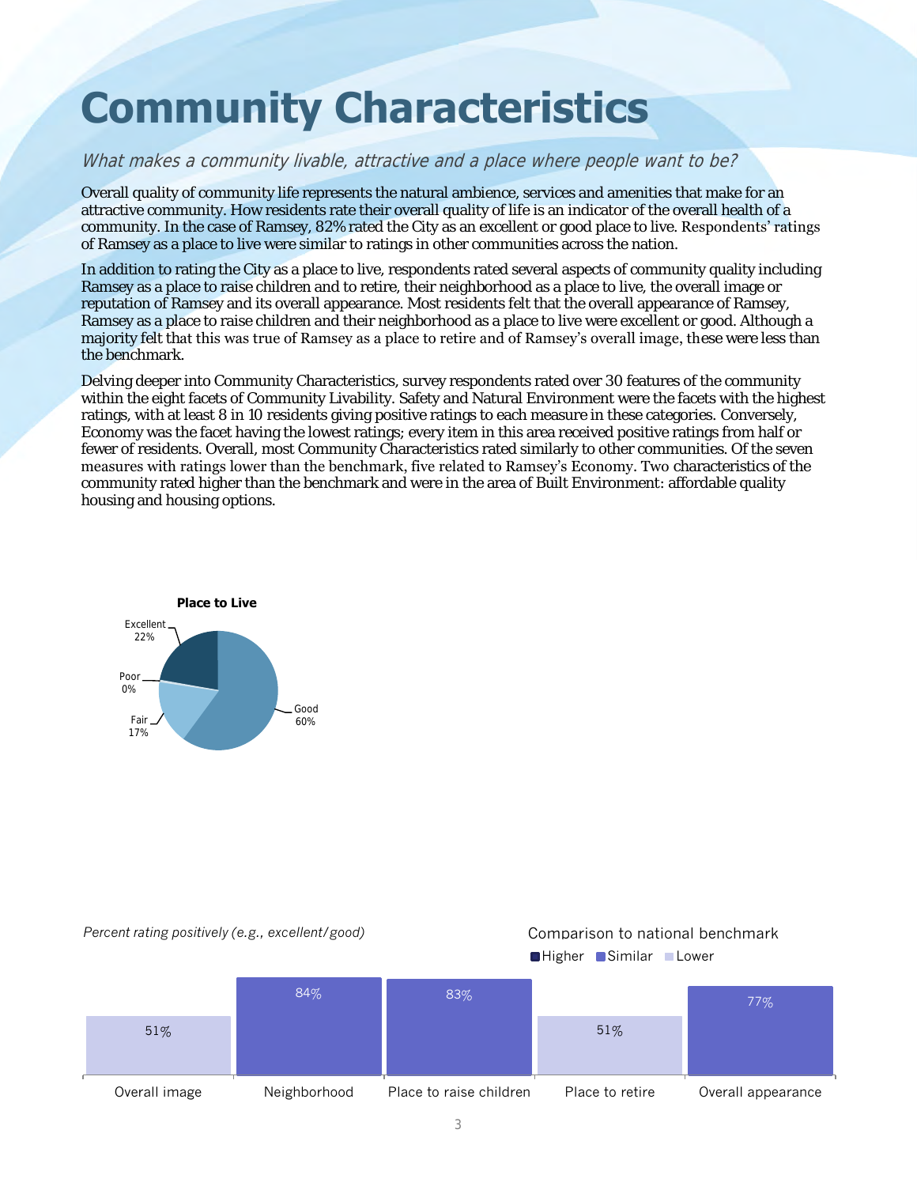# Community Characteristics

*What makes a community livable, attractive and a place where people want to be?*

Overall quality of community life represents the natural ambience, services and amenities that make for an attractive community. How residents rate their overall quality of life is an indicator of the overall health of a community. In the case of Ramsey, 82% rated the City as an excellent or good place to live. Respondents' ratings of Ramsey as a place to live were similar to ratings in other communities across the nation.

In addition to rating the City as a place to live, respondents rated several aspects of community quality including Ramsey as a place to raise children and to retire, their neighborhood as a place to live, the overall image or reputation of Ramsey and its overall appearance. Most residents felt that the overall appearance of Ramsey, Ramsey as a place to raise children and their neighborhood as a place to live were excellent or good. Although a majority felt that this was true of Ramsey as a place to retire and of Ramsey's overall image, these were less than the benchmark.

Delving deeper into Community Characteristics, survey respondents rated over 30 features of the community within the eight facets of Community Livability. Safety and Natural Environment were the facets with the highest ratings, with at least 8 in 10 residents giving positive ratings to each measure in these categories. Conversely, Economy was the facet having the lowest ratings; every item in this area received positive ratings from half or fewer of residents. Overall, most Community Characteristics rated similarly to other communities. Of the seven measures with ratings lower than the benchmark, five related to Ramsey's Economy. Two characteristics of the community rated higher than the benchmark and were in the area of Built Environment: affordable quality housing and housing options.

**Place to Live**

| Rating | Percent |
|---|---|
| Excellent | 22% |
| Good | 60% |
| Fair | 17% |
| Poor | 0% |

*Percent rating positively (e.g., excellent/good)*

Comparison to national benchmark: Higher, Similar, Lower

| Item | Percent | Comparison to national benchmark |
|---|---|---|
| Overall image | 51% | Lower |
| Neighborhood | 84% | Similar |
| Place to raise children | 83% | Similar |
| Place to retire | 51% | Lower |
| Overall appearance | 77% | Similar |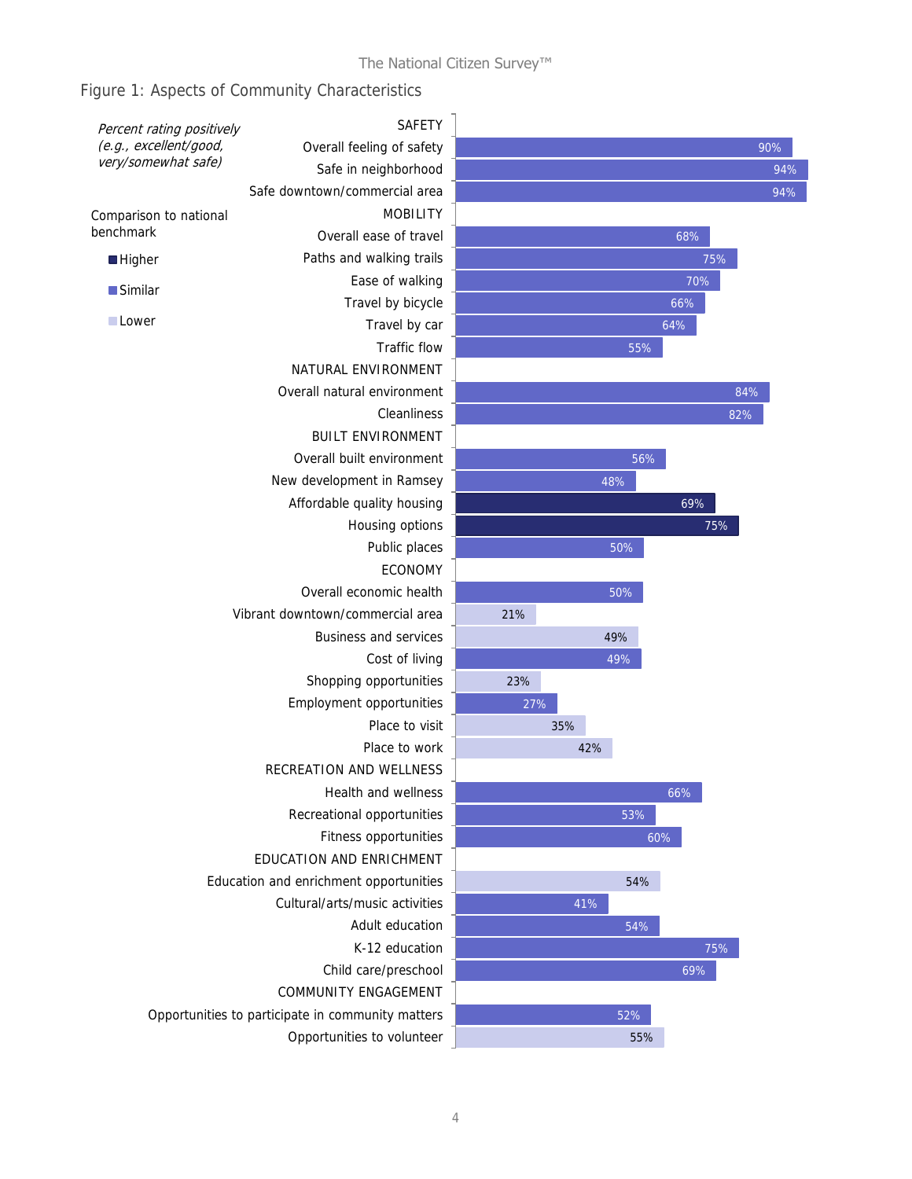## Figure 1: Aspects of Community Characteristics

*Percent rating positively (e.g., excellent/good, very/somewhat safe)*

Comparison to national benchmark: Higher / Similar / Lower

| Category / Item | Percent | Comparison to national benchmark |
|---|---|---|
| **SAFETY** | | |
| Overall feeling of safety | 90% | Similar |
| Safe in neighborhood | 94% | Similar |
| Safe downtown/commercial area | 94% | Similar |
| **MOBILITY** | | |
| Overall ease of travel | 68% | Similar |
| Paths and walking trails | 75% | Similar |
| Ease of walking | 70% | Similar |
| Travel by bicycle | 66% | Similar |
| Travel by car | 64% | Similar |
| Traffic flow | 55% | Similar |
| **NATURAL ENVIRONMENT** | | |
| Overall natural environment | 84% | Similar |
| Cleanliness | 82% | Similar |
| **BUILT ENVIRONMENT** | | |
| Overall built environment | 56% | Similar |
| New development in Ramsey | 48% | Similar |
| Affordable quality housing | 69% | Higher |
| Housing options | 75% | Higher |
| Public places | 50% | Similar |
| **ECONOMY** | | |
| Overall economic health | 50% | Similar |
| Vibrant downtown/commercial area | 21% | Lower |
| Business and services | 49% | Lower |
| Cost of living | 49% | Similar |
| Shopping opportunities | 23% | Lower |
| Employment opportunities | 27% | Similar |
| Place to visit | 35% | Lower |
| Place to work | 42% | Lower |
| **RECREATION AND WELLNESS** | | |
| Health and wellness | 66% | Similar |
| Recreational opportunities | 53% | Similar |
| Fitness opportunities | 60% | Similar |
| **EDUCATION AND ENRICHMENT** | | |
| Education and enrichment opportunities | 54% | Lower |
| Cultural/arts/music activities | 41% | Similar |
| Adult education | 54% | Similar |
| K-12 education | 75% | Similar |
| Child care/preschool | 69% | Similar |
| **COMMUNITY ENGAGEMENT** | | |
| Opportunities to participate in community matters | 52% | Similar |
| Opportunities to volunteer | 55% | Lower |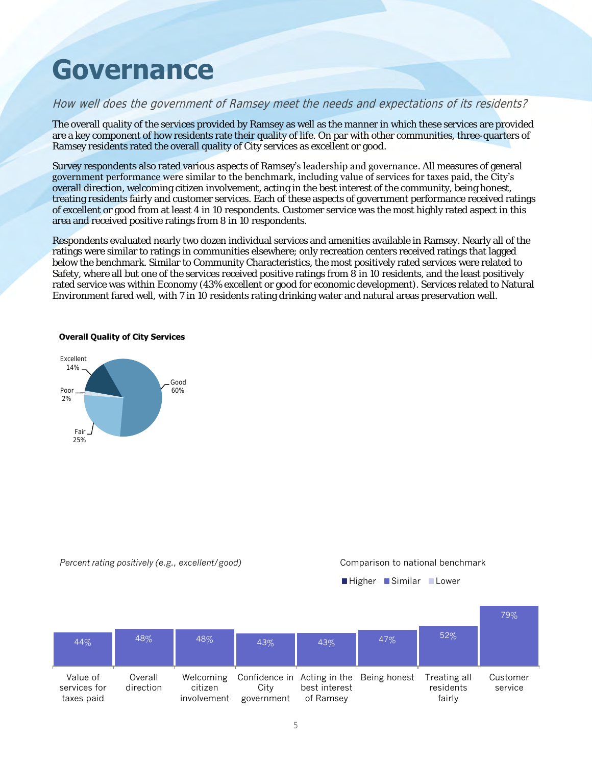# Governance

*How well does the government of Ramsey meet the needs and expectations of its residents?*

The overall quality of the services provided by Ramsey as well as the manner in which these services are provided are a key component of how residents rate their quality of life. On par with other communities, three-quarters of Ramsey residents rated the overall quality of City services as excellent or good.

Survey respondents also rated various aspects of Ramsey's leadership and governance. All measures of general government performance were similar to the benchmark, including value of services for taxes paid, the City's overall direction, welcoming citizen involvement, acting in the best interest of the community, being honest, treating residents fairly and customer services. Each of these aspects of government performance received ratings of excellent or good from at least 4 in 10 respondents. Customer service was the most highly rated aspect in this area and received positive ratings from 8 in 10 respondents.

Respondents evaluated nearly two dozen individual services and amenities available in Ramsey. Nearly all of the ratings were similar to ratings in communities elsewhere; only recreation centers received ratings that lagged below the benchmark. Similar to Community Characteristics, the most positively rated services were related to Safety, where all but one of the services received positive ratings from 8 in 10 residents, and the least positively rated service was within Economy (43% excellent or good for economic development). Services related to Natural Environment fared well, with 7 in 10 residents rating drinking water and natural areas preservation well.

**Overall Quality of City Services**

| Rating | Percent |
|---|---|
| Excellent | 14% |
| Good | 60% |
| Fair | 25% |
| Poor | 2% |

*Percent rating positively (e.g., excellent/good)*

Comparison to national benchmark: Higher / Similar / Lower

| Aspect | Percent | Comparison |
|---|---|---|
| Value of services for taxes paid | 44% | Similar |
| Overall direction | 48% | Similar |
| Welcoming citizen involvement | 48% | Similar |
| Confidence in City government | 43% | Similar |
| Acting in the best interest of Ramsey | 43% | Similar |
| Being honest | 47% | Similar |
| Treating all residents fairly | 52% | Similar |
| Customer service | 79% | Similar |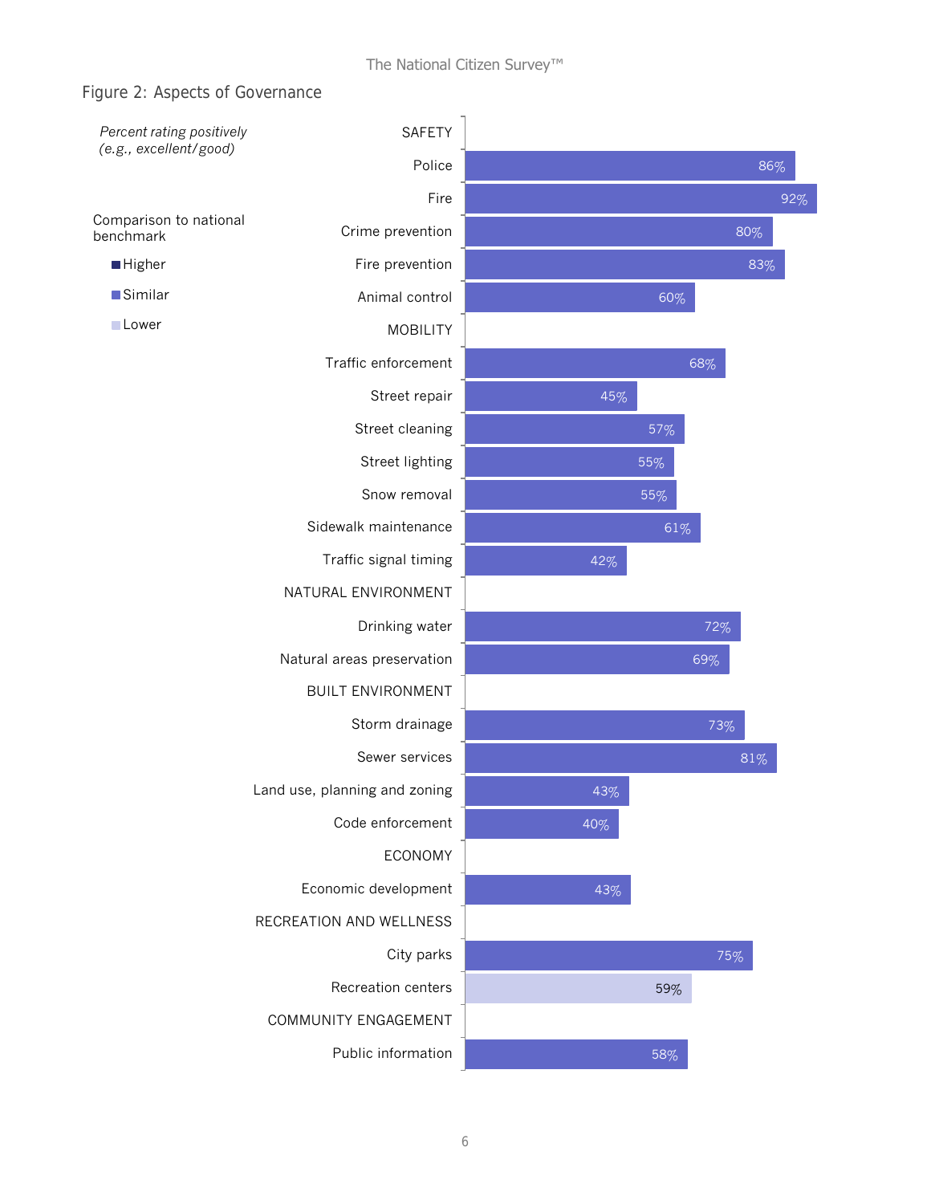Figure 2: Aspects of Governance

*Percent rating positively (e.g., excellent/good)*

Comparison to national benchmark

- Higher
- Similar
- Lower

| Category | Percent rating positively | Comparison to national benchmark |
|---|---|---|
| **SAFETY** | | |
| Police | 86% | Similar |
| Fire | 92% | Similar |
| Crime prevention | 80% | Similar |
| Fire prevention | 83% | Similar |
| Animal control | 60% | Similar |
| **MOBILITY** | | |
| Traffic enforcement | 68% | Similar |
| Street repair | 45% | Similar |
| Street cleaning | 57% | Similar |
| Street lighting | 55% | Similar |
| Snow removal | 55% | Similar |
| Sidewalk maintenance | 61% | Similar |
| Traffic signal timing | 42% | Similar |
| **NATURAL ENVIRONMENT** | | |
| Drinking water | 72% | Similar |
| Natural areas preservation | 69% | Similar |
| **BUILT ENVIRONMENT** | | |
| Storm drainage | 73% | Similar |
| Sewer services | 81% | Similar |
| Land use, planning and zoning | 43% | Similar |
| Code enforcement | 40% | Similar |
| **ECONOMY** | | |
| Economic development | 43% | Similar |
| **RECREATION AND WELLNESS** | | |
| City parks | 75% | Similar |
| Recreation centers | 59% | Lower |
| **COMMUNITY ENGAGEMENT** | | |
| Public information | 58% | Similar |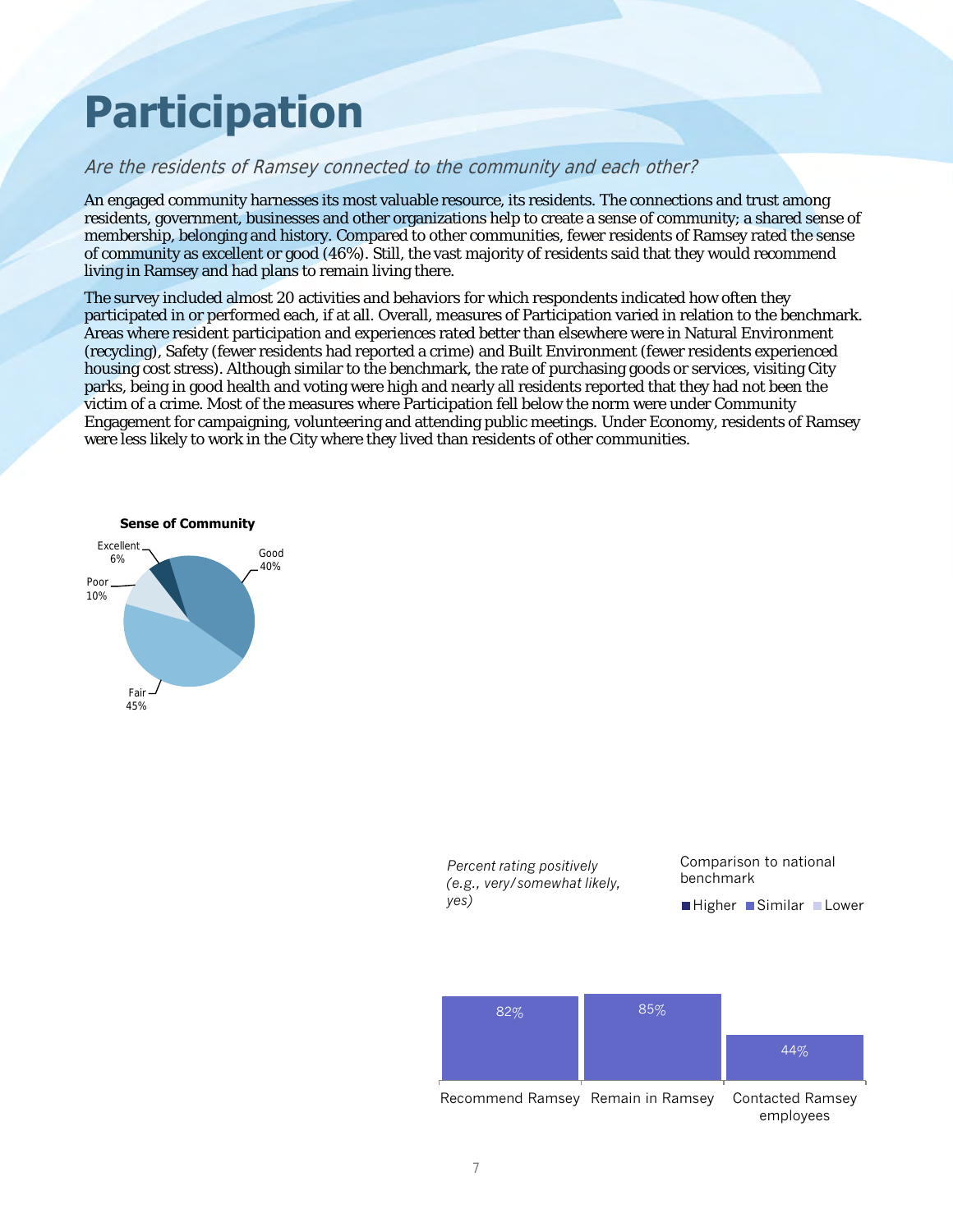# Participation

*Are the residents of Ramsey connected to the community and each other?*

An engaged community harnesses its most valuable resource, its residents. The connections and trust among residents, government, businesses and other organizations help to create a sense of community; a shared sense of membership, belonging and history. Compared to other communities, fewer residents of Ramsey rated the sense of community as excellent or good (46%). Still, the vast majority of residents said that they would recommend living in Ramsey and had plans to remain living there.

The survey included almost 20 activities and behaviors for which respondents indicated how often they participated in or performed each, if at all. Overall, measures of Participation varied in relation to the benchmark. Areas where resident participation and experiences rated better than elsewhere were in Natural Environment (recycling), Safety (fewer residents had reported a crime) and Built Environment (fewer residents experienced housing cost stress). Although similar to the benchmark, the rate of purchasing goods or services, visiting City parks, being in good health and voting were high and nearly all residents reported that they had not been the victim of a crime. Most of the measures where Participation fell below the norm were under Community Engagement for campaigning, volunteering and attending public meetings. Under Economy, residents of Ramsey were less likely to work in the City where they lived than residents of other communities.

**Sense of Community**

| Rating | Percent |
|---|---|
| Excellent | 6% |
| Good | 40% |
| Fair | 45% |
| Poor | 10% |

*Percent rating positively (e.g., very/somewhat likely, yes)*

Comparison to national benchmark: Higher / Similar / Lower

| Measure | Percent | Comparison |
|---|---|---|
| Recommend Ramsey | 82% | Similar |
| Remain in Ramsey | 85% | Similar |
| Contacted Ramsey employees | 44% | Similar |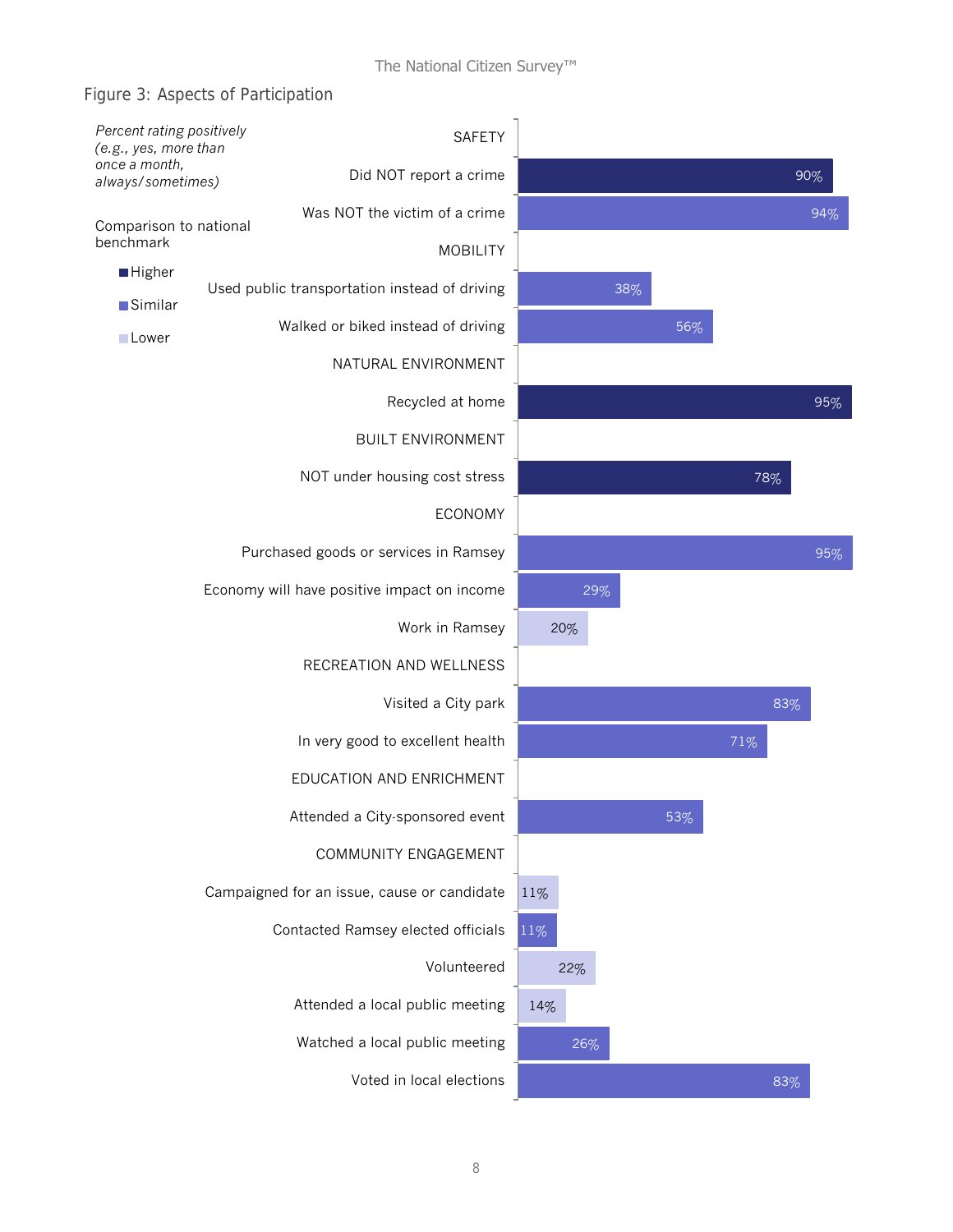## Figure 3: Aspects of Participation

*Percent rating positively (e.g., yes, more than once a month, always/sometimes)*

Comparison to national benchmark: Higher / Similar / Lower

| Category / Item | Percent | Comparison to national benchmark |
|---|---|---|
| **SAFETY** | | |
| Did NOT report a crime | 90% | Higher |
| Was NOT the victim of a crime | 94% | Similar |
| **MOBILITY** | | |
| Used public transportation instead of driving | 38% | Similar |
| Walked or biked instead of driving | 56% | Similar |
| **NATURAL ENVIRONMENT** | | |
| Recycled at home | 95% | Higher |
| **BUILT ENVIRONMENT** | | |
| NOT under housing cost stress | 78% | Higher |
| **ECONOMY** | | |
| Purchased goods or services in Ramsey | 95% | Similar |
| Economy will have positive impact on income | 29% | Similar |
| Work in Ramsey | 20% | Lower |
| **RECREATION AND WELLNESS** | | |
| Visited a City park | 83% | Similar |
| In very good to excellent health | 71% | Similar |
| **EDUCATION AND ENRICHMENT** | | |
| Attended a City-sponsored event | 53% | Similar |
| **COMMUNITY ENGAGEMENT** | | |
| Campaigned for an issue, cause or candidate | 11% | Lower |
| Contacted Ramsey elected officials | 11% | Similar |
| Volunteered | 22% | Lower |
| Attended a local public meeting | 14% | Lower |
| Watched a local public meeting | 26% | Similar |
| Voted in local elections | 83% | Similar |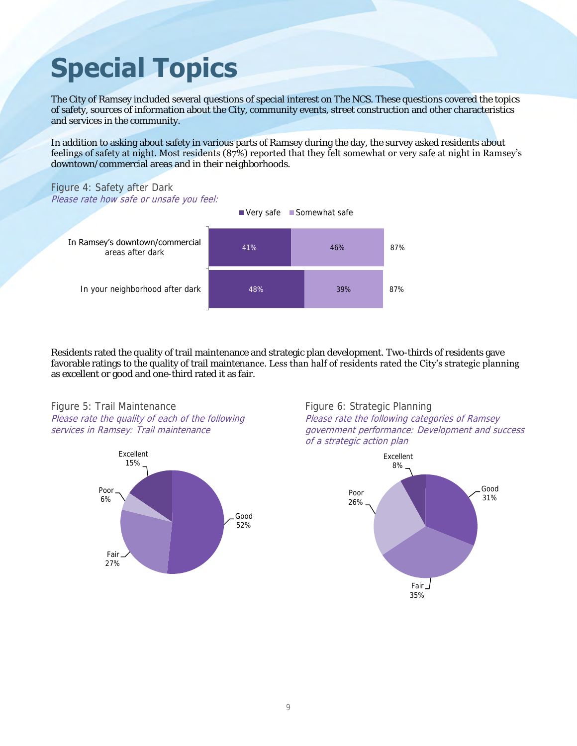# Special Topics

The City of Ramsey included several questions of special interest on The NCS. These questions covered the topics of safety, sources of information about the City, community events, street construction and other characteristics and services in the community.

In addition to asking about safety in various parts of Ramsey during the day, the survey asked residents about feelings of safety at night. Most residents (87%) reported that they felt somewhat or very safe at night in Ramsey's downtown/commercial areas and in their neighborhoods.

Figure 4: Safety after Dark

*Please rate how safe or unsafe you feel:*

| | Very safe | Somewhat safe | Total |
|---|---|---|---|
| In Ramsey's downtown/commercial areas after dark | 41% | 46% | 87% |
| In your neighborhood after dark | 48% | 39% | 87% |

Residents rated the quality of trail maintenance and strategic plan development. Two-thirds of residents gave favorable ratings to the quality of trail maintenance. Less than half of residents rated the City's strategic planning as excellent or good and one-third rated it as fair.

Figure 5: Trail Maintenance

*Please rate the quality of each of the following services in Ramsey: Trail maintenance*

| Rating | Percent |
|---|---|
| Excellent | 15% |
| Good | 52% |
| Fair | 27% |
| Poor | 6% |

Figure 6: Strategic Planning

*Please rate the following categories of Ramsey government performance: Development and success of a strategic action plan*

| Rating | Percent |
|---|---|
| Excellent | 8% |
| Good | 31% |
| Fair | 35% |
| Poor | 26% |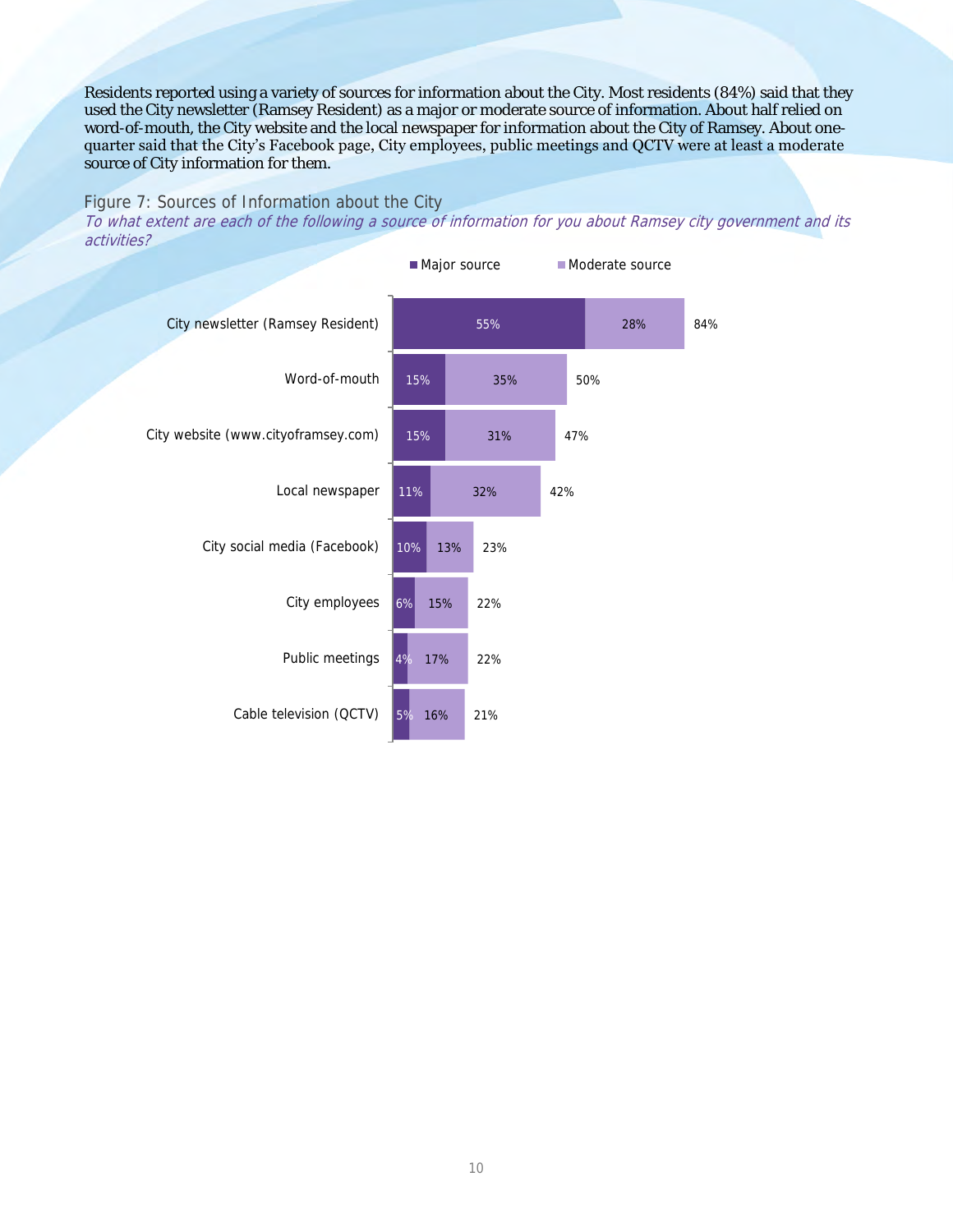Residents reported using a variety of sources for information about the City. Most residents (84%) said that they used the City newsletter (Ramsey Resident) as a major or moderate source of information. About half relied on word-of-mouth, the City website and the local newspaper for information about the City of Ramsey. About one-quarter said that the City's Facebook page, City employees, public meetings and QCTV were at least a moderate source of City information for them.

Figure 7: Sources of Information about the City

*To what extent are each of the following a source of information for you about Ramsey city government and its activities?*

| Source | Major source | Moderate source | Total |
|---|---|---|---|
| City newsletter (Ramsey Resident) | 55% | 28% | 84% |
| Word-of-mouth | 15% | 35% | 50% |
| City website (www.cityoframsey.com) | 15% | 31% | 47% |
| Local newspaper | 11% | 32% | 42% |
| City social media (Facebook) | 10% | 13% | 23% |
| City employees | 6% | 15% | 22% |
| Public meetings | 4% | 17% | 22% |
| Cable television (QCTV) | 5% | 16% | 21% |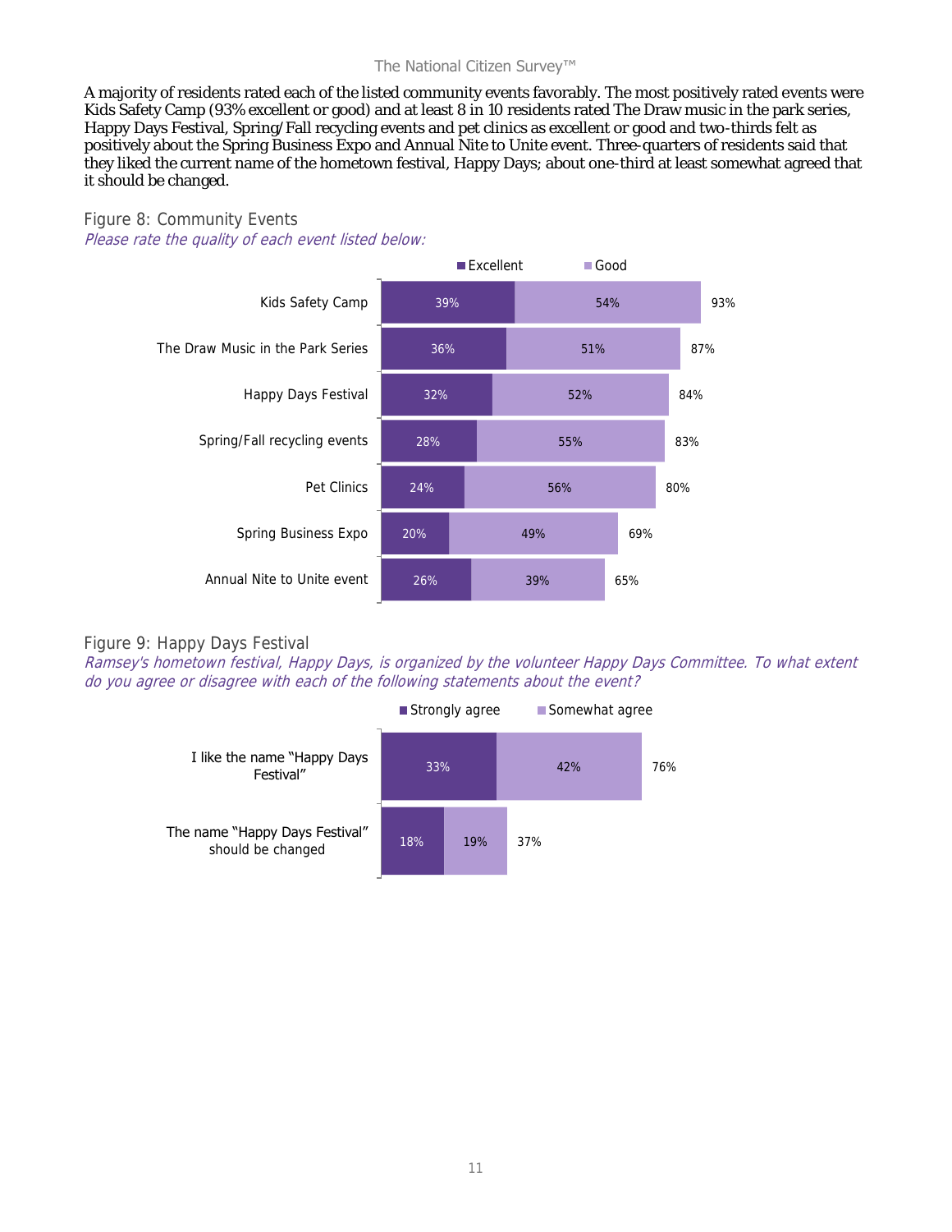A majority of residents rated each of the listed community events favorably. The most positively rated events were Kids Safety Camp (93% excellent or good) and at least 8 in 10 residents rated The Draw music in the park series, Happy Days Festival, Spring/Fall recycling events and pet clinics as excellent or good and two-thirds felt as positively about the Spring Business Expo and Annual Nite to Unite event. Three-quarters of residents said that they liked the current name of the hometown festival, Happy Days; about one-third at least somewhat agreed that it should be changed.

## Figure 8: Community Events

*Please rate the quality of each event listed below:*

| Event | Excellent | Good | Total |
|---|---|---|---|
| Kids Safety Camp | 39% | 54% | 93% |
| The Draw Music in the Park Series | 36% | 51% | 87% |
| Happy Days Festival | 32% | 52% | 84% |
| Spring/Fall recycling events | 28% | 55% | 83% |
| Pet Clinics | 24% | 56% | 80% |
| Spring Business Expo | 20% | 49% | 69% |
| Annual Nite to Unite event | 26% | 39% | 65% |

## Figure 9: Happy Days Festival

*Ramsey's hometown festival, Happy Days, is organized by the volunteer Happy Days Committee. To what extent do you agree or disagree with each of the following statements about the event?*

| Statement | Strongly agree | Somewhat agree | Total |
|---|---|---|---|
| I like the name "Happy Days Festival" | 33% | 42% | 76% |
| The name "Happy Days Festival" should be changed | 18% | 19% | 37% |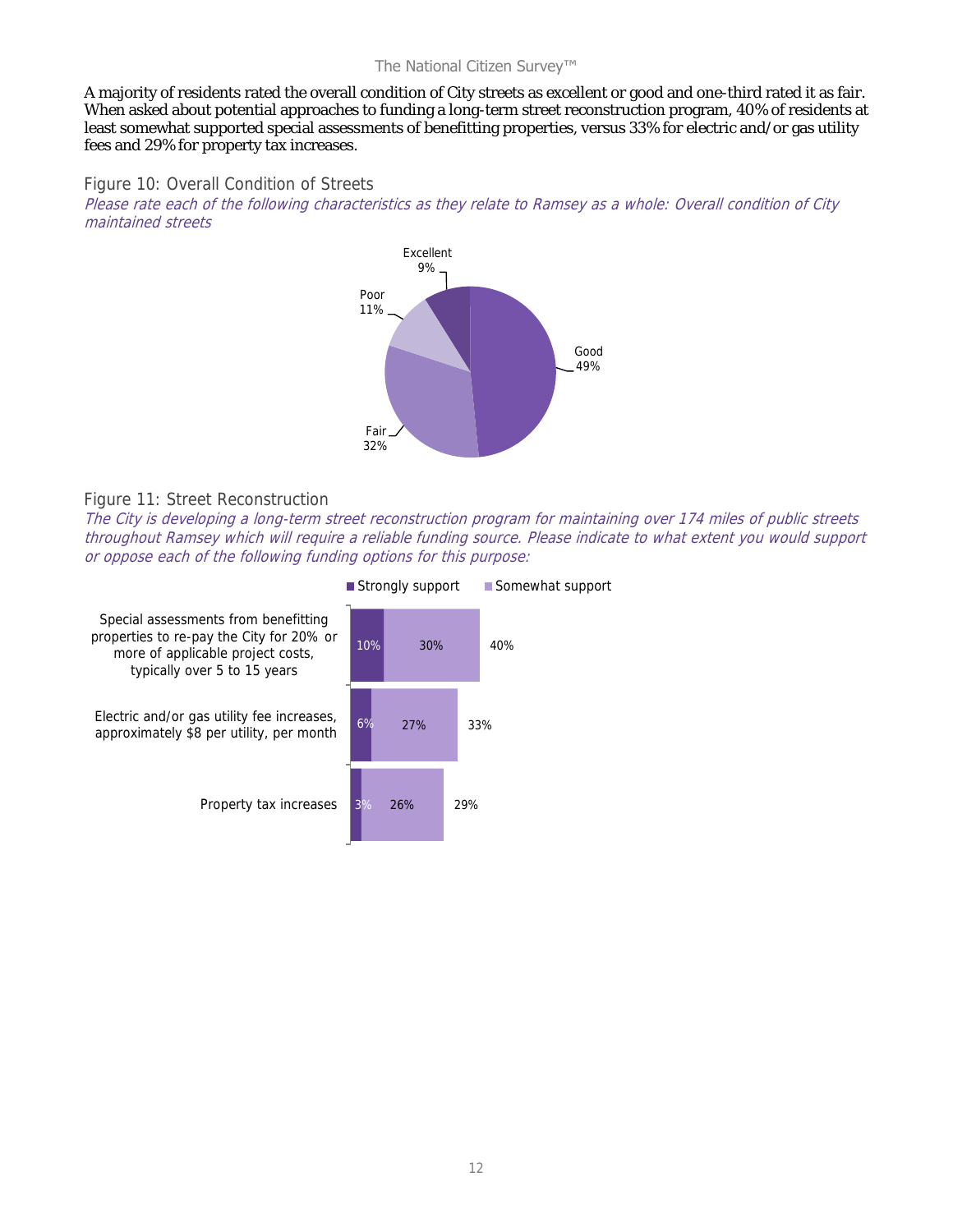A majority of residents rated the overall condition of City streets as excellent or good and one-third rated it as fair. When asked about potential approaches to funding a long-term street reconstruction program, 40% of residents at least somewhat supported special assessments of benefitting properties, versus 33% for electric and/or gas utility fees and 29% for property tax increases.

## Figure 10: Overall Condition of Streets

*Please rate each of the following characteristics as they relate to Ramsey as a whole: Overall condition of City maintained streets*

| Rating | Percent |
|---|---|
| Excellent | 9% |
| Good | 49% |
| Fair | 32% |
| Poor | 11% |

## Figure 11: Street Reconstruction

*The City is developing a long-term street reconstruction program for maintaining over 174 miles of public streets throughout Ramsey which will require a reliable funding source. Please indicate to what extent you would support or oppose each of the following funding options for this purpose:*

| Funding option | Strongly support | Somewhat support | Total |
|---|---|---|---|
| Special assessments from benefitting properties to re-pay the City for 20% or more of applicable project costs, typically over 5 to 15 years | 10% | 30% | 40% |
| Electric and/or gas utility fee increases, approximately $8 per utility, per month | 6% | 27% | 33% |
| Property tax increases | 3% | 26% | 29% |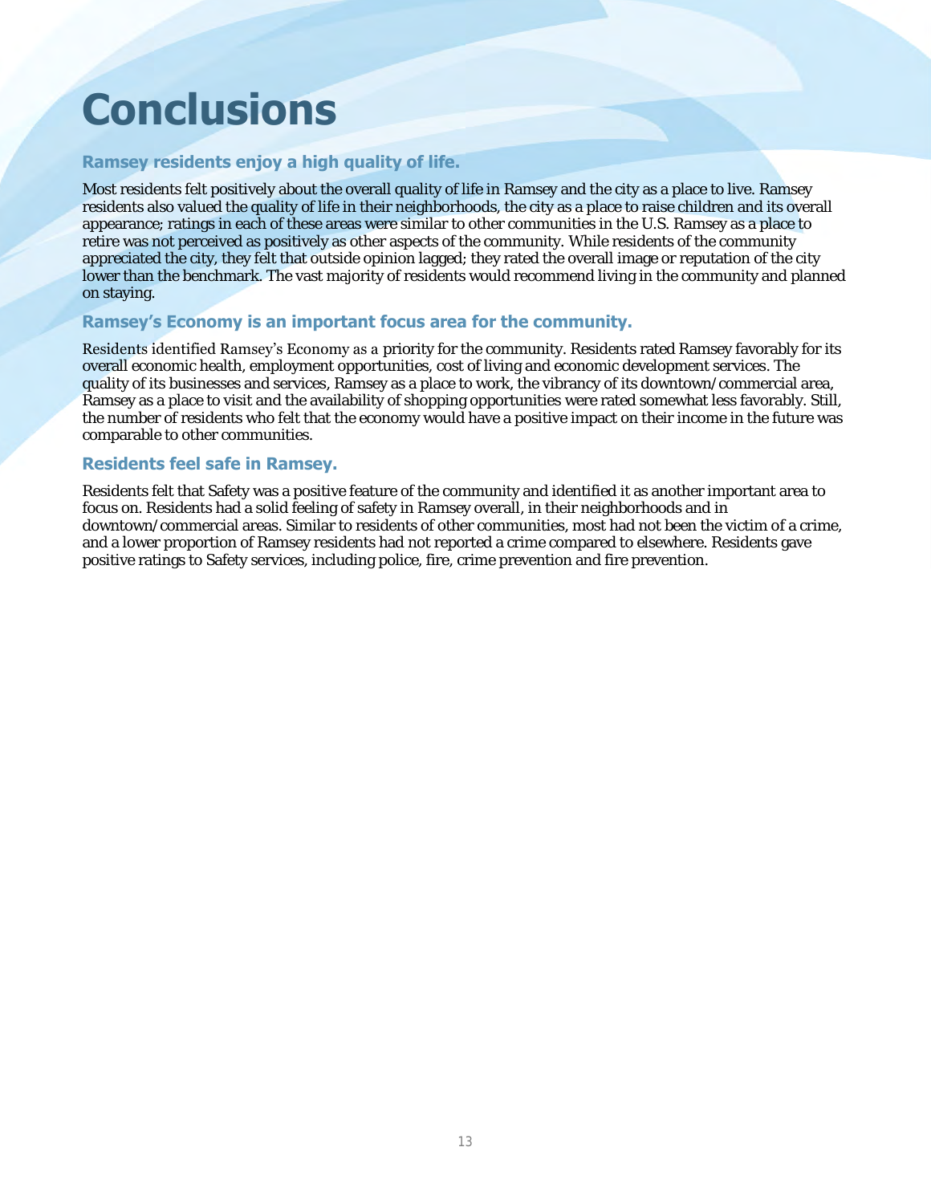# Conclusions

## Ramsey residents enjoy a high quality of life.

Most residents felt positively about the overall quality of life in Ramsey and the city as a place to live. Ramsey residents also valued the quality of life in their neighborhoods, the city as a place to raise children and its overall appearance; ratings in each of these areas were similar to other communities in the U.S. Ramsey as a place to retire was not perceived as positively as other aspects of the community. While residents of the community appreciated the city, they felt that outside opinion lagged; they rated the overall image or reputation of the city lower than the benchmark. The vast majority of residents would recommend living in the community and planned on staying.

## Ramsey's Economy is an important focus area for the community.

Residents identified Ramsey's Economy as a priority for the community. Residents rated Ramsey favorably for its overall economic health, employment opportunities, cost of living and economic development services. The quality of its businesses and services, Ramsey as a place to work, the vibrancy of its downtown/commercial area, Ramsey as a place to visit and the availability of shopping opportunities were rated somewhat less favorably. Still, the number of residents who felt that the economy would have a positive impact on their income in the future was comparable to other communities.

## Residents feel safe in Ramsey.

Residents felt that Safety was a positive feature of the community and identified it as another important area to focus on. Residents had a solid feeling of safety in Ramsey overall, in their neighborhoods and in downtown/commercial areas. Similar to residents of other communities, most had not been the victim of a crime, and a lower proportion of Ramsey residents had not reported a crime compared to elsewhere. Residents gave positive ratings to Safety services, including police, fire, crime prevention and fire prevention.